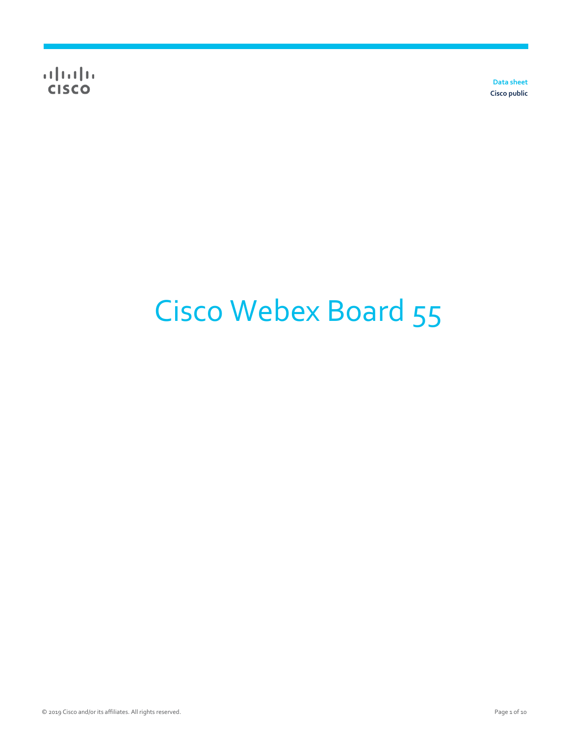Data sheet
Cisco public

# Cisco Webex Board 55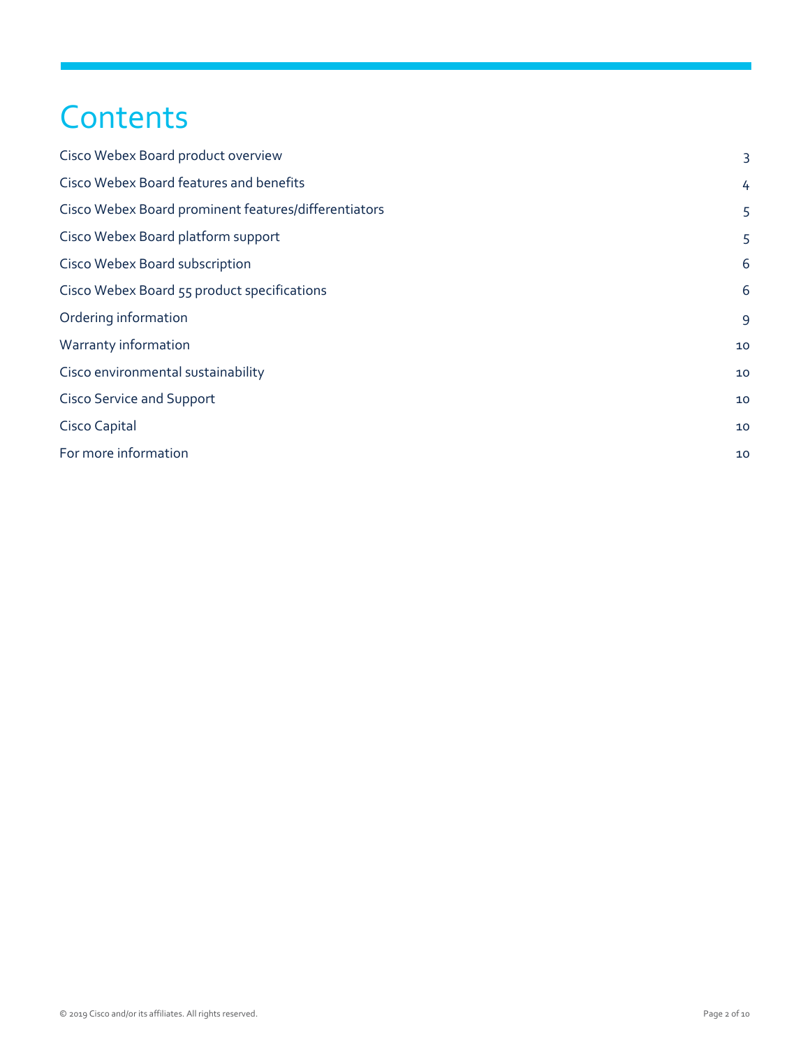# Contents

| | |
|---|---|
| Cisco Webex Board product overview | 3 |
| Cisco Webex Board features and benefits | 4 |
| Cisco Webex Board prominent features/differentiators | 5 |
| Cisco Webex Board platform support | 5 |
| Cisco Webex Board subscription | 6 |
| Cisco Webex Board 55 product specifications | 6 |
| Ordering information | 9 |
| Warranty information | 10 |
| Cisco environmental sustainability | 10 |
| Cisco Service and Support | 10 |
| Cisco Capital | 10 |
| For more information | 10 |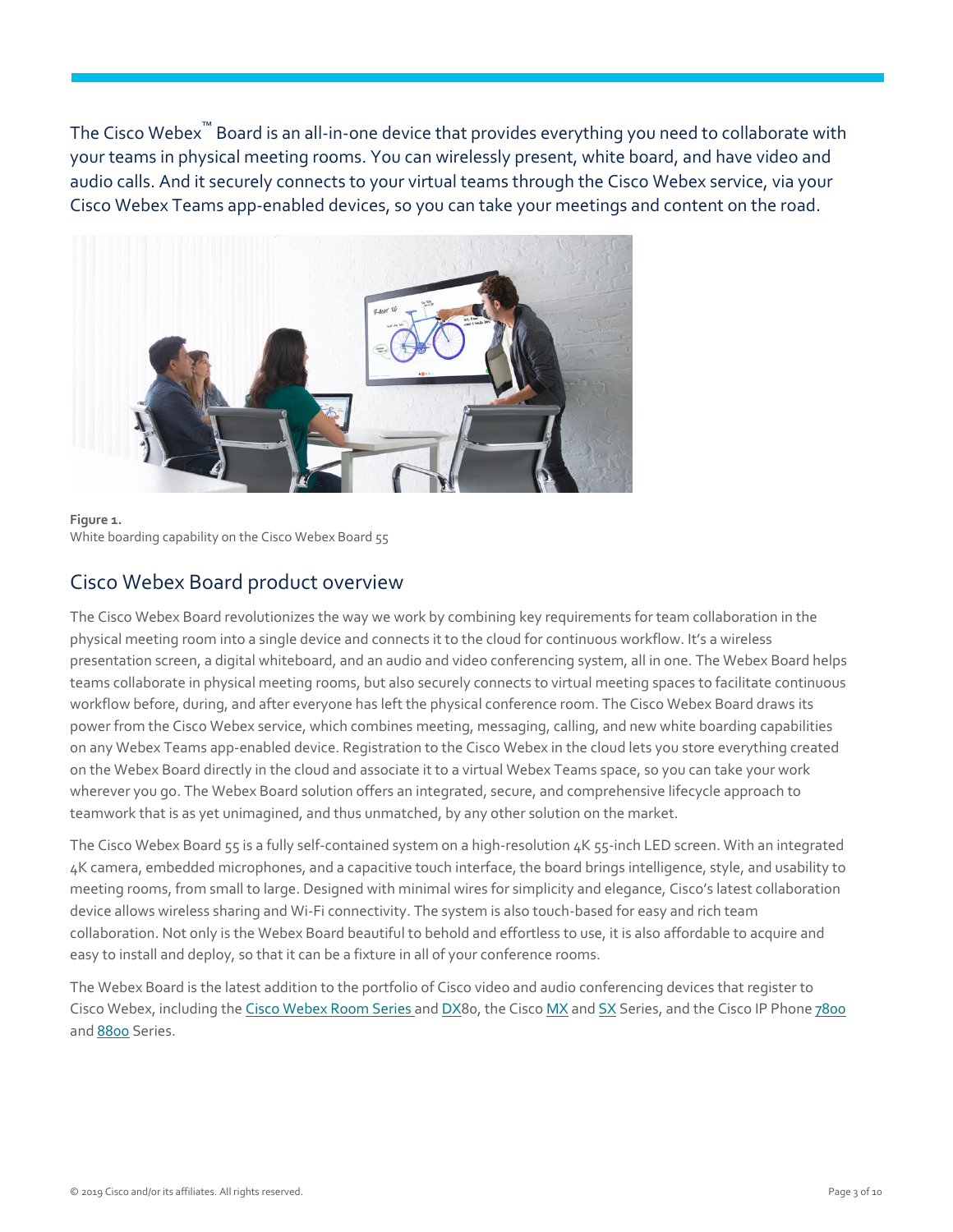The Cisco Webex™ Board is an all-in-one device that provides everything you need to collaborate with your teams in physical meeting rooms. You can wirelessly present, white board, and have video and audio calls. And it securely connects to your virtual teams through the Cisco Webex service, via your Cisco Webex Teams app-enabled devices, so you can take your meetings and content on the road.

**Figure 1.**
White boarding capability on the Cisco Webex Board 55

## Cisco Webex Board product overview

The Cisco Webex Board revolutionizes the way we work by combining key requirements for team collaboration in the physical meeting room into a single device and connects it to the cloud for continuous workflow. It's a wireless presentation screen, a digital whiteboard, and an audio and video conferencing system, all in one. The Webex Board helps teams collaborate in physical meeting rooms, but also securely connects to virtual meeting spaces to facilitate continuous workflow before, during, and after everyone has left the physical conference room. The Cisco Webex Board draws its power from the Cisco Webex service, which combines meeting, messaging, calling, and new white boarding capabilities on any Webex Teams app-enabled device. Registration to the Cisco Webex in the cloud lets you store everything created on the Webex Board directly in the cloud and associate it to a virtual Webex Teams space, so you can take your work wherever you go. The Webex Board solution offers an integrated, secure, and comprehensive lifecycle approach to teamwork that is as yet unimagined, and thus unmatched, by any other solution on the market.

The Cisco Webex Board 55 is a fully self-contained system on a high-resolution 4K 55-inch LED screen. With an integrated 4K camera, embedded microphones, and a capacitive touch interface, the board brings intelligence, style, and usability to meeting rooms, from small to large. Designed with minimal wires for simplicity and elegance, Cisco's latest collaboration device allows wireless sharing and Wi-Fi connectivity. The system is also touch-based for easy and rich team collaboration. Not only is the Webex Board beautiful to behold and effortless to use, it is also affordable to acquire and easy to install and deploy, so that it can be a fixture in all of your conference rooms.

The Webex Board is the latest addition to the portfolio of Cisco video and audio conferencing devices that register to Cisco Webex, including the Cisco Webex Room Series and DX80, the Cisco MX and SX Series, and the Cisco IP Phone 7800 and 8800 Series.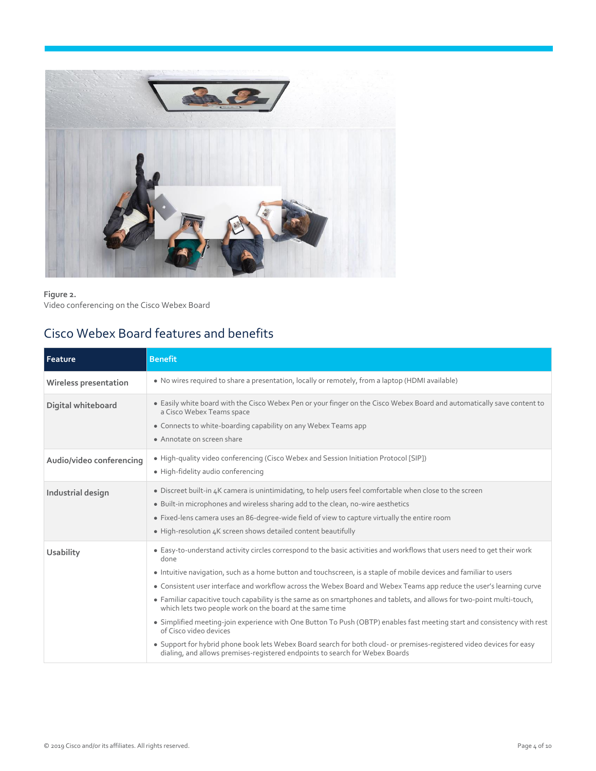**Figure 2.**
Video conferencing on the Cisco Webex Board

## Cisco Webex Board features and benefits

| Feature | Benefit |
| --- | --- |
| **Wireless presentation** | • No wires required to share a presentation, locally or remotely, from a laptop (HDMI available) |
| **Digital whiteboard** | • Easily white board with the Cisco Webex Pen or your finger on the Cisco Webex Board and automatically save content to a Cisco Webex Teams space<br>• Connects to white-boarding capability on any Webex Teams app<br>• Annotate on screen share |
| **Audio/video conferencing** | • High-quality video conferencing (Cisco Webex and Session Initiation Protocol [SIP])<br>• High-fidelity audio conferencing |
| **Industrial design** | • Discreet built-in 4K camera is unintimidating, to help users feel comfortable when close to the screen<br>• Built-in microphones and wireless sharing add to the clean, no-wire aesthetics<br>• Fixed-lens camera uses an 86-degree-wide field of view to capture virtually the entire room<br>• High-resolution 4K screen shows detailed content beautifully |
| **Usability** | • Easy-to-understand activity circles correspond to the basic activities and workflows that users need to get their work done<br>• Intuitive navigation, such as a home button and touchscreen, is a staple of mobile devices and familiar to users<br>• Consistent user interface and workflow across the Webex Board and Webex Teams app reduce the user's learning curve<br>• Familiar capacitive touch capability is the same as on smartphones and tablets, and allows for two-point multi-touch, which lets two people work on the board at the same time<br>• Simplified meeting-join experience with One Button To Push (OBTP) enables fast meeting start and consistency with rest of Cisco video devices<br>• Support for hybrid phone book lets Webex Board search for both cloud- or premises-registered video devices for easy dialing, and allows premises-registered endpoints to search for Webex Boards |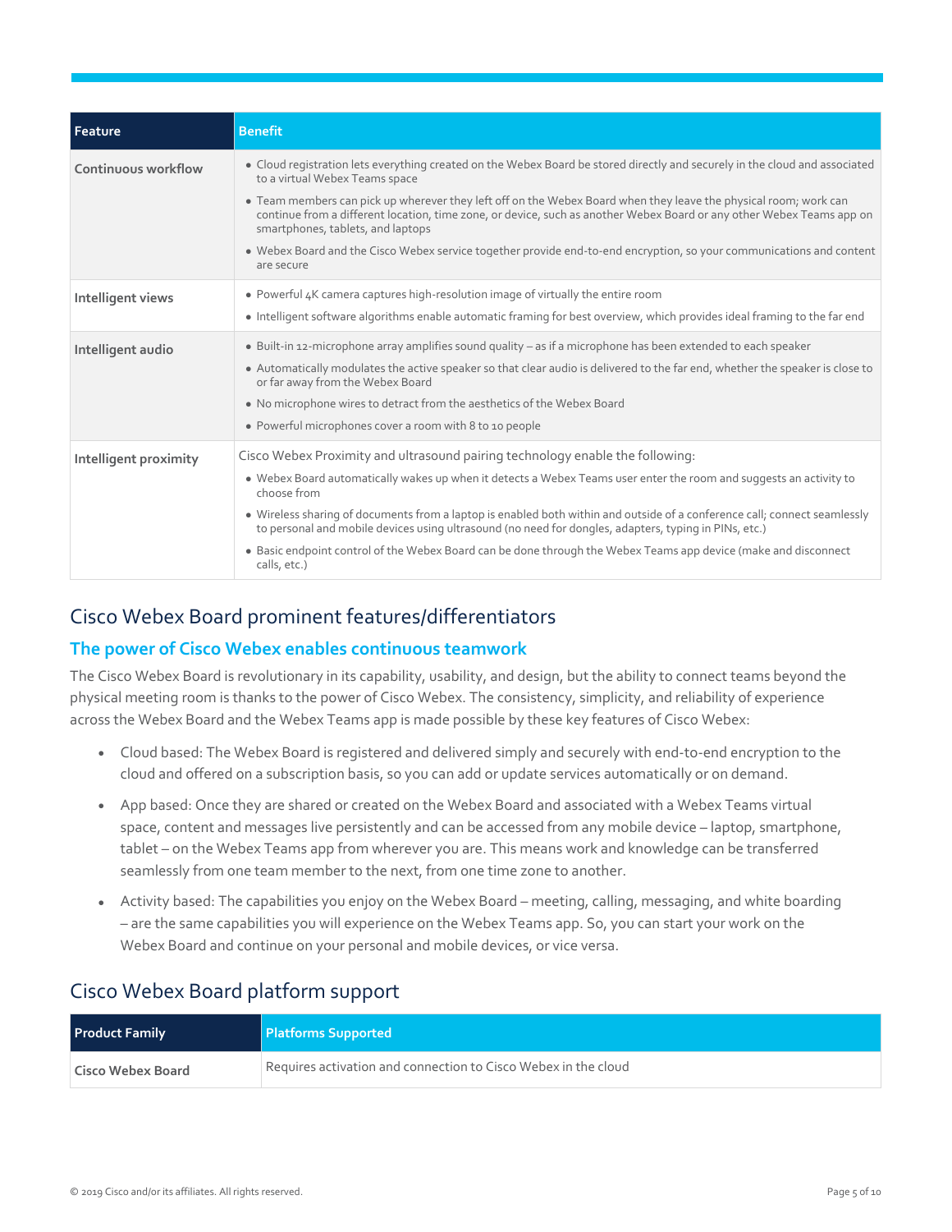| Feature | Benefit |
| --- | --- |
| Continuous workflow | • Cloud registration lets everything created on the Webex Board be stored directly and securely in the cloud and associated to a virtual Webex Teams space<br>• Team members can pick up wherever they left off on the Webex Board when they leave the physical room; work can continue from a different location, time zone, or device, such as another Webex Board or any other Webex Teams app on smartphones, tablets, and laptops<br>• Webex Board and the Cisco Webex service together provide end-to-end encryption, so your communications and content are secure |
| Intelligent views | • Powerful 4K camera captures high-resolution image of virtually the entire room<br>• Intelligent software algorithms enable automatic framing for best overview, which provides ideal framing to the far end |
| Intelligent audio | • Built-in 12-microphone array amplifies sound quality – as if a microphone has been extended to each speaker<br>• Automatically modulates the active speaker so that clear audio is delivered to the far end, whether the speaker is close to or far away from the Webex Board<br>• No microphone wires to detract from the aesthetics of the Webex Board<br>• Powerful microphones cover a room with 8 to 10 people |
| Intelligent proximity | Cisco Webex Proximity and ultrasound pairing technology enable the following:<br>• Webex Board automatically wakes up when it detects a Webex Teams user enter the room and suggests an activity to choose from<br>• Wireless sharing of documents from a laptop is enabled both within and outside of a conference call; connect seamlessly to personal and mobile devices using ultrasound (no need for dongles, adapters, typing in PINs, etc.)<br>• Basic endpoint control of the Webex Board can be done through the Webex Teams app device (make and disconnect calls, etc.) |

## Cisco Webex Board prominent features/differentiators

### The power of Cisco Webex enables continuous teamwork

The Cisco Webex Board is revolutionary in its capability, usability, and design, but the ability to connect teams beyond the physical meeting room is thanks to the power of Cisco Webex. The consistency, simplicity, and reliability of experience across the Webex Board and the Webex Teams app is made possible by these key features of Cisco Webex:

- Cloud based: The Webex Board is registered and delivered simply and securely with end-to-end encryption to the cloud and offered on a subscription basis, so you can add or update services automatically or on demand.
- App based: Once they are shared or created on the Webex Board and associated with a Webex Teams virtual space, content and messages live persistently and can be accessed from any mobile device – laptop, smartphone, tablet – on the Webex Teams app from wherever you are. This means work and knowledge can be transferred seamlessly from one team member to the next, from one time zone to another.
- Activity based: The capabilities you enjoy on the Webex Board – meeting, calling, messaging, and white boarding – are the same capabilities you will experience on the Webex Teams app. So, you can start your work on the Webex Board and continue on your personal and mobile devices, or vice versa.

## Cisco Webex Board platform support

| Product Family | Platforms Supported |
| --- | --- |
| Cisco Webex Board | Requires activation and connection to Cisco Webex in the cloud |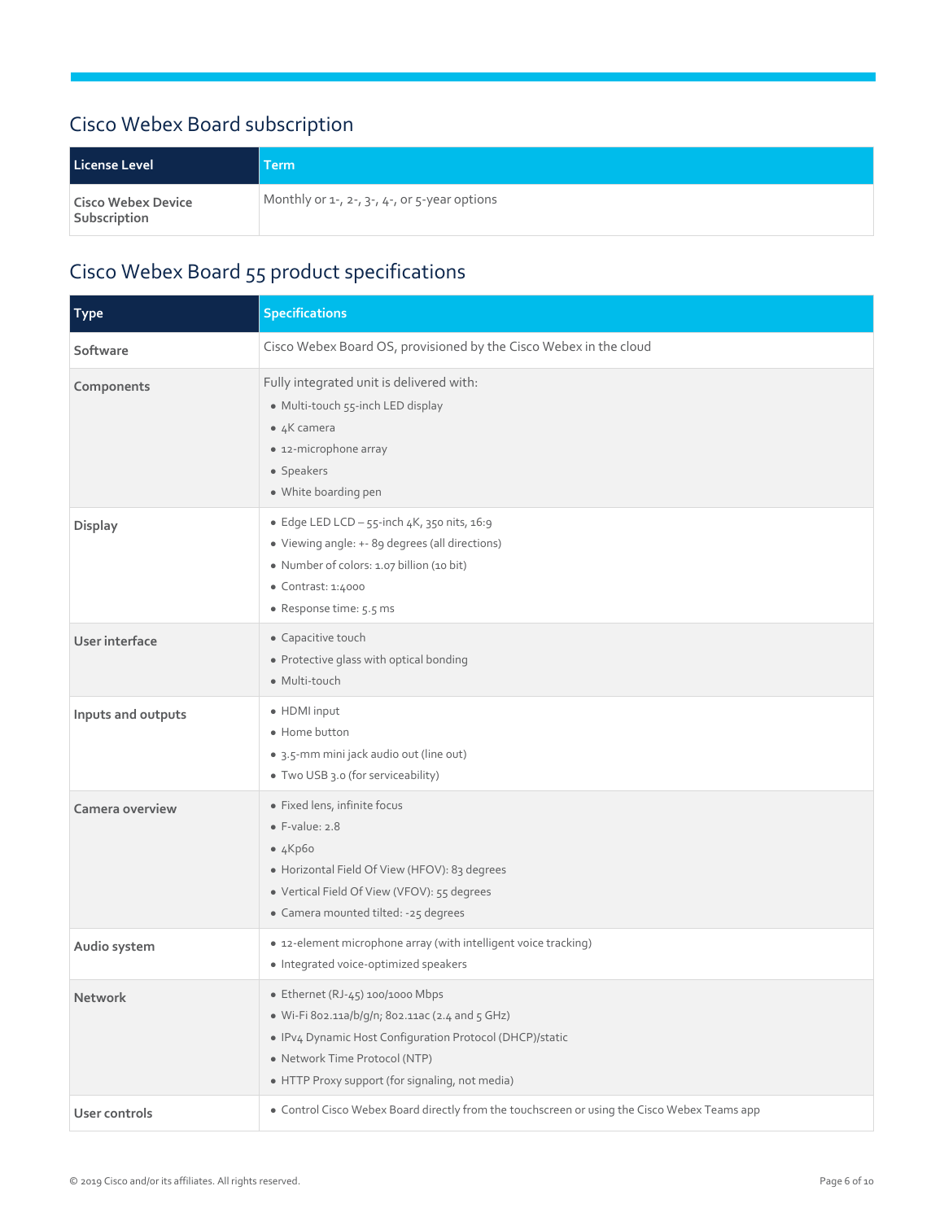## Cisco Webex Board subscription

| License Level | Term |
| --- | --- |
| **Cisco Webex Device Subscription** | Monthly or 1-, 2-, 3-, 4-, or 5-year options |

## Cisco Webex Board 55 product specifications

| Type | Specifications |
| --- | --- |
| **Software** | Cisco Webex Board OS, provisioned by the Cisco Webex in the cloud |
| **Components** | Fully integrated unit is delivered with:<br>• Multi-touch 55-inch LED display<br>• 4K camera<br>• 12-microphone array<br>• Speakers<br>• White boarding pen |
| **Display** | • Edge LED LCD – 55-inch 4K, 350 nits, 16:9<br>• Viewing angle: +- 89 degrees (all directions)<br>• Number of colors: 1.07 billion (10 bit)<br>• Contrast: 1:4000<br>• Response time: 5.5 ms |
| **User interface** | • Capacitive touch<br>• Protective glass with optical bonding<br>• Multi-touch |
| **Inputs and outputs** | • HDMI input<br>• Home button<br>• 3.5-mm mini jack audio out (line out)<br>• Two USB 3.0 (for serviceability) |
| **Camera overview** | • Fixed lens, infinite focus<br>• F-value: 2.8<br>• 4Kp60<br>• Horizontal Field Of View (HFOV): 83 degrees<br>• Vertical Field Of View (VFOV): 55 degrees<br>• Camera mounted tilted: -25 degrees |
| **Audio system** | • 12-element microphone array (with intelligent voice tracking)<br>• Integrated voice-optimized speakers |
| **Network** | • Ethernet (RJ-45) 100/1000 Mbps<br>• Wi-Fi 802.11a/b/g/n; 802.11ac (2.4 and 5 GHz)<br>• IPv4 Dynamic Host Configuration Protocol (DHCP)/static<br>• Network Time Protocol (NTP)<br>• HTTP Proxy support (for signaling, not media) |
| **User controls** | • Control Cisco Webex Board directly from the touchscreen or using the Cisco Webex Teams app |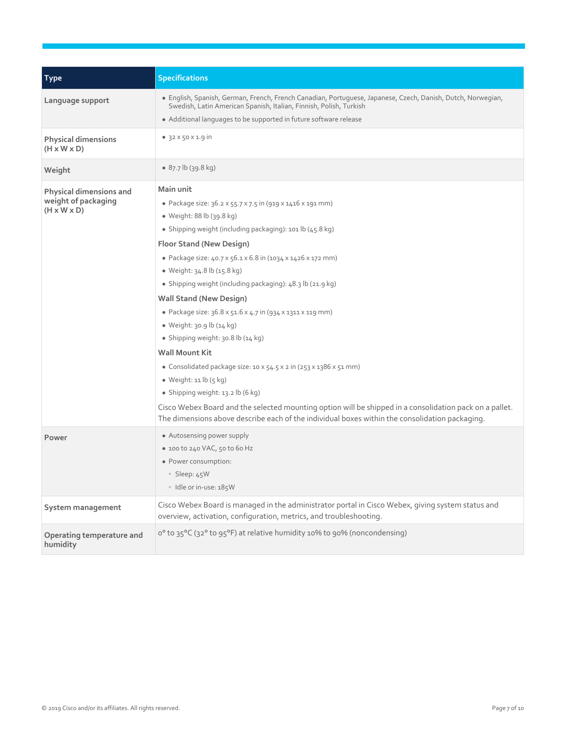| Type | Specifications |
| --- | --- |
| Language support | • English, Spanish, German, French, French Canadian, Portuguese, Japanese, Czech, Danish, Dutch, Norwegian, Swedish, Latin American Spanish, Italian, Finnish, Polish, Turkish<br>• Additional languages to be supported in future software release |
| Physical dimensions (H x W x D) | • 32 x 50 x 1.9 in |
| Weight | • 87.7 lb (39.8 kg) |
| Physical dimensions and weight of packaging (H x W x D) | **Main unit**<br>• Package size: 36.2 x 55.7 x 7.5 in (919 x 1416 x 191 mm)<br>• Weight: 88 lb (39.8 kg)<br>• Shipping weight (including packaging): 101 lb (45.8 kg)<br>**Floor Stand (New Design)**<br>• Package size: 40.7 x 56.1 x 6.8 in (1034 x 1426 x 172 mm)<br>• Weight: 34.8 lb (15.8 kg)<br>• Shipping weight (including packaging): 48.3 lb (21.9 kg)<br>**Wall Stand (New Design)**<br>• Package size: 36.8 x 51.6 x 4.7 in (934 x 1311 x 119 mm)<br>• Weight: 30.9 lb (14 kg)<br>• Shipping weight: 30.8 lb (14 kg)<br>**Wall Mount Kit**<br>• Consolidated package size: 10 x 54.5 x 2 in (253 x 1386 x 51 mm)<br>• Weight: 11 lb (5 kg)<br>• Shipping weight: 13.2 lb (6 kg)<br>Cisco Webex Board and the selected mounting option will be shipped in a consolidation pack on a pallet. The dimensions above describe each of the individual boxes within the consolidation packaging. |
| Power | • Autosensing power supply<br>• 100 to 240 VAC, 50 to 60 Hz<br>• Power consumption:<br>&nbsp;&nbsp;◦ Sleep: 45W<br>&nbsp;&nbsp;◦ Idle or in-use: 185W |
| System management | Cisco Webex Board is managed in the administrator portal in Cisco Webex, giving system status and overview, activation, configuration, metrics, and troubleshooting. |
| Operating temperature and humidity | 0° to 35°C (32° to 95°F) at relative humidity 10% to 90% (noncondensing) |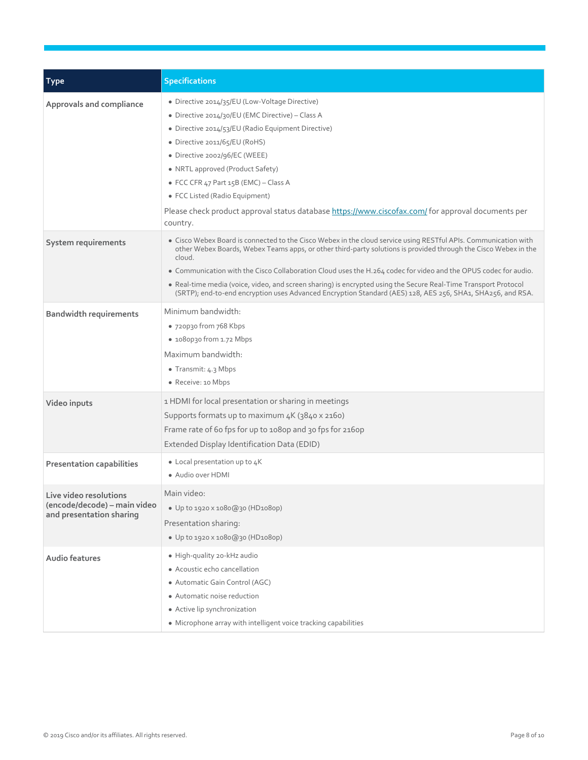| Type | Specifications |
| --- | --- |
| Approvals and compliance | • Directive 2014/35/EU (Low-Voltage Directive)<br>• Directive 2014/30/EU (EMC Directive) – Class A<br>• Directive 2014/53/EU (Radio Equipment Directive)<br>• Directive 2011/65/EU (RoHS)<br>• Directive 2002/96/EC (WEEE)<br>• NRTL approved (Product Safety)<br>• FCC CFR 47 Part 15B (EMC) – Class A<br>• FCC Listed (Radio Equipment)<br>Please check product approval status database https://www.ciscofax.com/ for approval documents per country. |
| System requirements | • Cisco Webex Board is connected to the Cisco Webex in the cloud service using RESTful APIs. Communication with other Webex Boards, Webex Teams apps, or other third-party solutions is provided through the Cisco Webex in the cloud.<br>• Communication with the Cisco Collaboration Cloud uses the H.264 codec for video and the OPUS codec for audio.<br>• Real-time media (voice, video, and screen sharing) is encrypted using the Secure Real-Time Transport Protocol (SRTP); end-to-end encryption uses Advanced Encryption Standard (AES) 128, AES 256, SHA1, SHA256, and RSA. |
| Bandwidth requirements | Minimum bandwidth:<br>• 720p30 from 768 Kbps<br>• 1080p30 from 1.72 Mbps<br>Maximum bandwidth:<br>• Transmit: 4.3 Mbps<br>• Receive: 10 Mbps |
| Video inputs | 1 HDMI for local presentation or sharing in meetings<br>Supports formats up to maximum 4K (3840 x 2160)<br>Frame rate of 60 fps for up to 1080p and 30 fps for 2160p<br>Extended Display Identification Data (EDID) |
| Presentation capabilities | • Local presentation up to 4K<br>• Audio over HDMI |
| Live video resolutions (encode/decode) – main video and presentation sharing | Main video:<br>• Up to 1920 x 1080@30 (HD1080p)<br>Presentation sharing:<br>• Up to 1920 x 1080@30 (HD1080p) |
| Audio features | • High-quality 20-kHz audio<br>• Acoustic echo cancellation<br>• Automatic Gain Control (AGC)<br>• Automatic noise reduction<br>• Active lip synchronization<br>• Microphone array with intelligent voice tracking capabilities |

© 2019 Cisco and/or its affiliates. All rights reserved.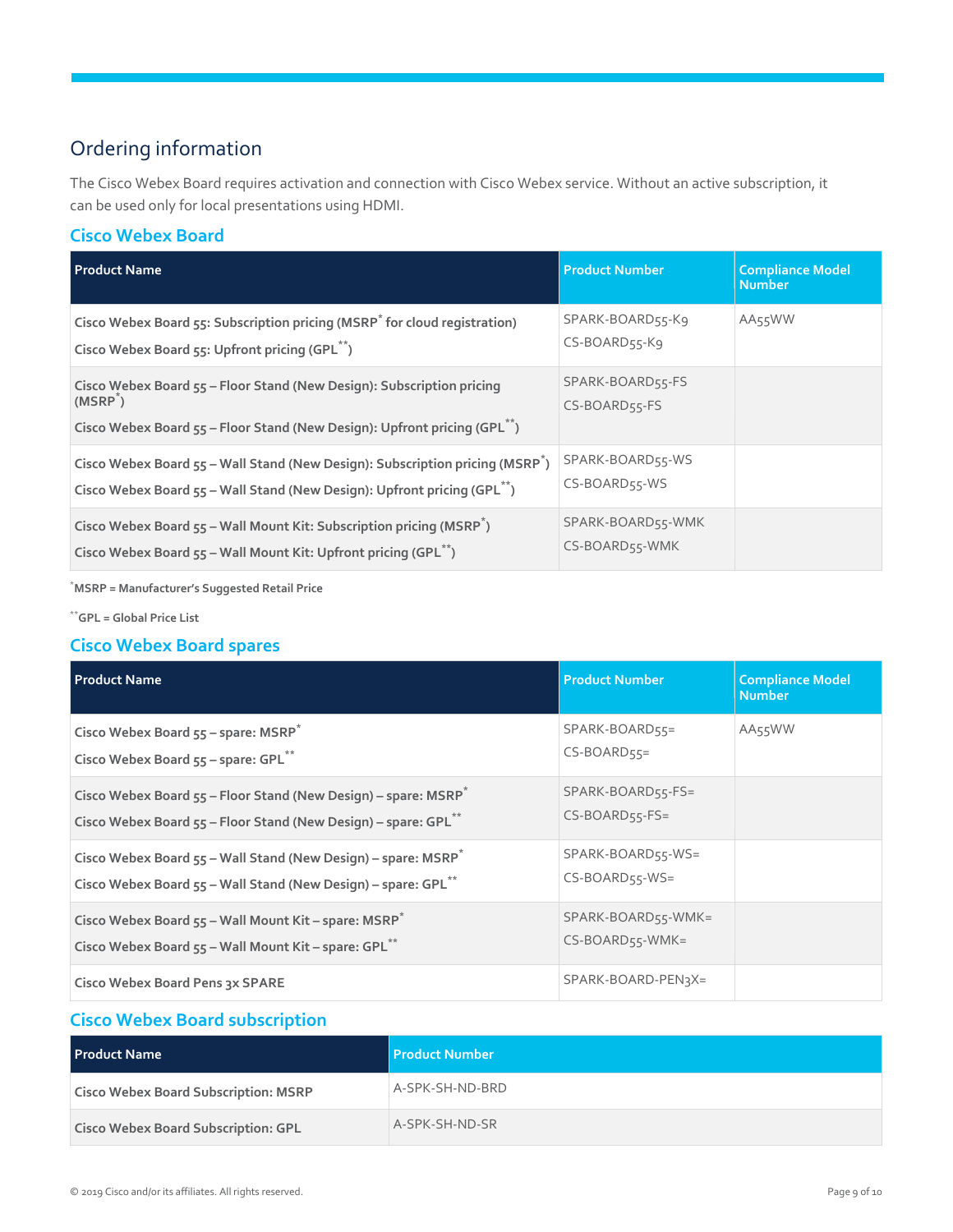## Ordering information

The Cisco Webex Board requires activation and connection with Cisco Webex service. Without an active subscription, it can be used only for local presentations using HDMI.

### Cisco Webex Board

| Product Name | Product Number | Compliance Model Number |
| --- | --- | --- |
| Cisco Webex Board 55: Subscription pricing (MSRP* for cloud registration)<br>Cisco Webex Board 55: Upfront pricing (GPL**) | SPARK-BOARD55-K9<br>CS-BOARD55-K9 | AA55WW |
| Cisco Webex Board 55 – Floor Stand (New Design): Subscription pricing (MSRP*)<br>Cisco Webex Board 55 – Floor Stand (New Design): Upfront pricing (GPL**) | SPARK-BOARD55-FS<br>CS-BOARD55-FS | |
| Cisco Webex Board 55 – Wall Stand (New Design): Subscription pricing (MSRP*)<br>Cisco Webex Board 55 – Wall Stand (New Design): Upfront pricing (GPL**) | SPARK-BOARD55-WS<br>CS-BOARD55-WS | |
| Cisco Webex Board 55 – Wall Mount Kit: Subscription pricing (MSRP*)<br>Cisco Webex Board 55 – Wall Mount Kit: Upfront pricing (GPL**) | SPARK-BOARD55-WMK<br>CS-BOARD55-WMK | |

*MSRP = Manufacturer's Suggested Retail Price

**GPL = Global Price List

### Cisco Webex Board spares

| Product Name | Product Number | Compliance Model Number |
| --- | --- | --- |
| Cisco Webex Board 55 – spare: MSRP*<br>Cisco Webex Board 55 – spare: GPL** | SPARK-BOARD55=<br>CS-BOARD55= | AA55WW |
| Cisco Webex Board 55 – Floor Stand (New Design) – spare: MSRP*<br>Cisco Webex Board 55 – Floor Stand (New Design) – spare: GPL** | SPARK-BOARD55-FS=<br>CS-BOARD55-FS= | |
| Cisco Webex Board 55 – Wall Stand (New Design) – spare: MSRP*<br>Cisco Webex Board 55 – Wall Stand (New Design) – spare: GPL** | SPARK-BOARD55-WS=<br>CS-BOARD55-WS= | |
| Cisco Webex Board 55 – Wall Mount Kit – spare: MSRP*<br>Cisco Webex Board 55 – Wall Mount Kit – spare: GPL** | SPARK-BOARD55-WMK=<br>CS-BOARD55-WMK= | |
| Cisco Webex Board Pens 3x SPARE | SPARK-BOARD-PEN3X= | |

### Cisco Webex Board subscription

| Product Name | Product Number |
| --- | --- |
| Cisco Webex Board Subscription: MSRP | A-SPK-SH-ND-BRD |
| Cisco Webex Board Subscription: GPL | A-SPK-SH-ND-SR |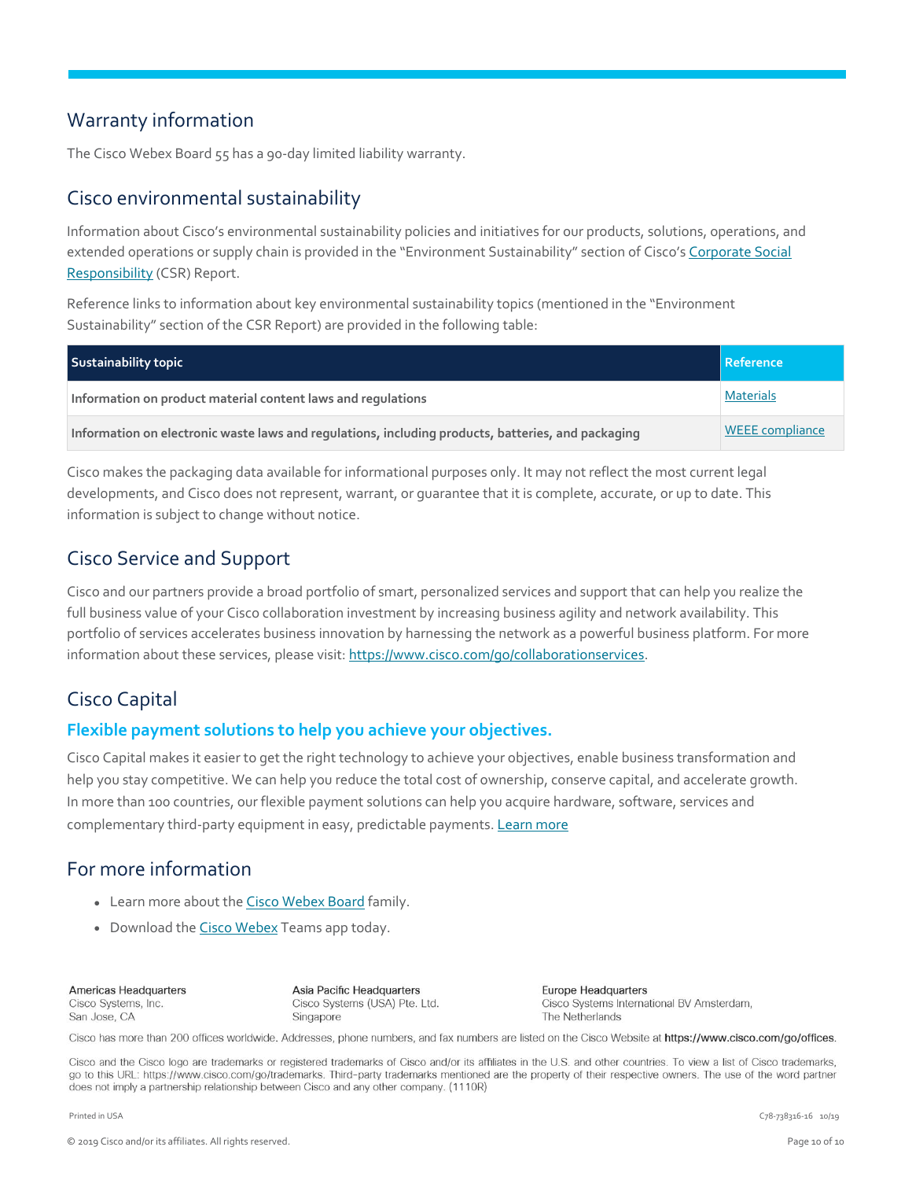## Warranty information

The Cisco Webex Board 55 has a 90-day limited liability warranty.

## Cisco environmental sustainability

Information about Cisco's environmental sustainability policies and initiatives for our products, solutions, operations, and extended operations or supply chain is provided in the "Environment Sustainability" section of Cisco's Corporate Social Responsibility (CSR) Report.

Reference links to information about key environmental sustainability topics (mentioned in the "Environment Sustainability" section of the CSR Report) are provided in the following table:

| Sustainability topic | Reference |
|---|---|
| **Information on product material content laws and regulations** | Materials |
| **Information on electronic waste laws and regulations, including products, batteries, and packaging** | WEEE compliance |

Cisco makes the packaging data available for informational purposes only. It may not reflect the most current legal developments, and Cisco does not represent, warrant, or guarantee that it is complete, accurate, or up to date. This information is subject to change without notice.

## Cisco Service and Support

Cisco and our partners provide a broad portfolio of smart, personalized services and support that can help you realize the full business value of your Cisco collaboration investment by increasing business agility and network availability. This portfolio of services accelerates business innovation by harnessing the network as a powerful business platform. For more information about these services, please visit: https://www.cisco.com/go/collaborationservices.

## Cisco Capital

### Flexible payment solutions to help you achieve your objectives.

Cisco Capital makes it easier to get the right technology to achieve your objectives, enable business transformation and help you stay competitive. We can help you reduce the total cost of ownership, conserve capital, and accelerate growth. In more than 100 countries, our flexible payment solutions can help you acquire hardware, software, services and complementary third-party equipment in easy, predictable payments. Learn more

## For more information

- Learn more about the Cisco Webex Board family.
- Download the Cisco Webex Teams app today.

Americas Headquarters
Cisco Systems, Inc.
San Jose, CA

Asia Pacific Headquarters
Cisco Systems (USA) Pte. Ltd.
Singapore

Europe Headquarters
Cisco Systems International BV Amsterdam,
The Netherlands

Cisco has more than 200 offices worldwide. Addresses, phone numbers, and fax numbers are listed on the Cisco Website at **https://www.cisco.com/go/offices**.

Cisco and the Cisco logo are trademarks or registered trademarks of Cisco and/or its affiliates in the U.S. and other countries. To view a list of Cisco trademarks, go to this URL: https://www.cisco.com/go/trademarks. Third-party trademarks mentioned are the property of their respective owners. The use of the word partner does not imply a partnership relationship between Cisco and any other company. (1110R)

Printed in USA

C78-738316-16 10/19

© 2019 Cisco and/or its affiliates. All rights reserved.